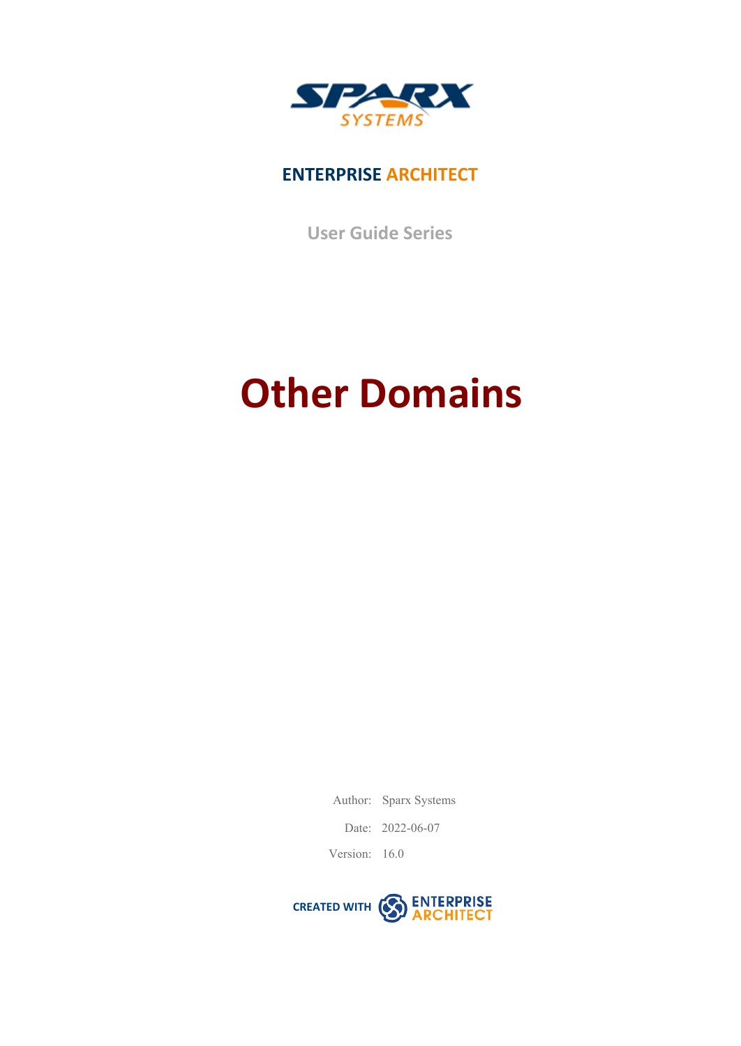SPARX SYSTEMS

**ENTERPRISE ARCHITECT**

User Guide Series

# Other Domains

Author: Sparx Systems

Date: 2022-06-07

Version: 16.0

CREATED WITH ENTERPRISE ARCHITECT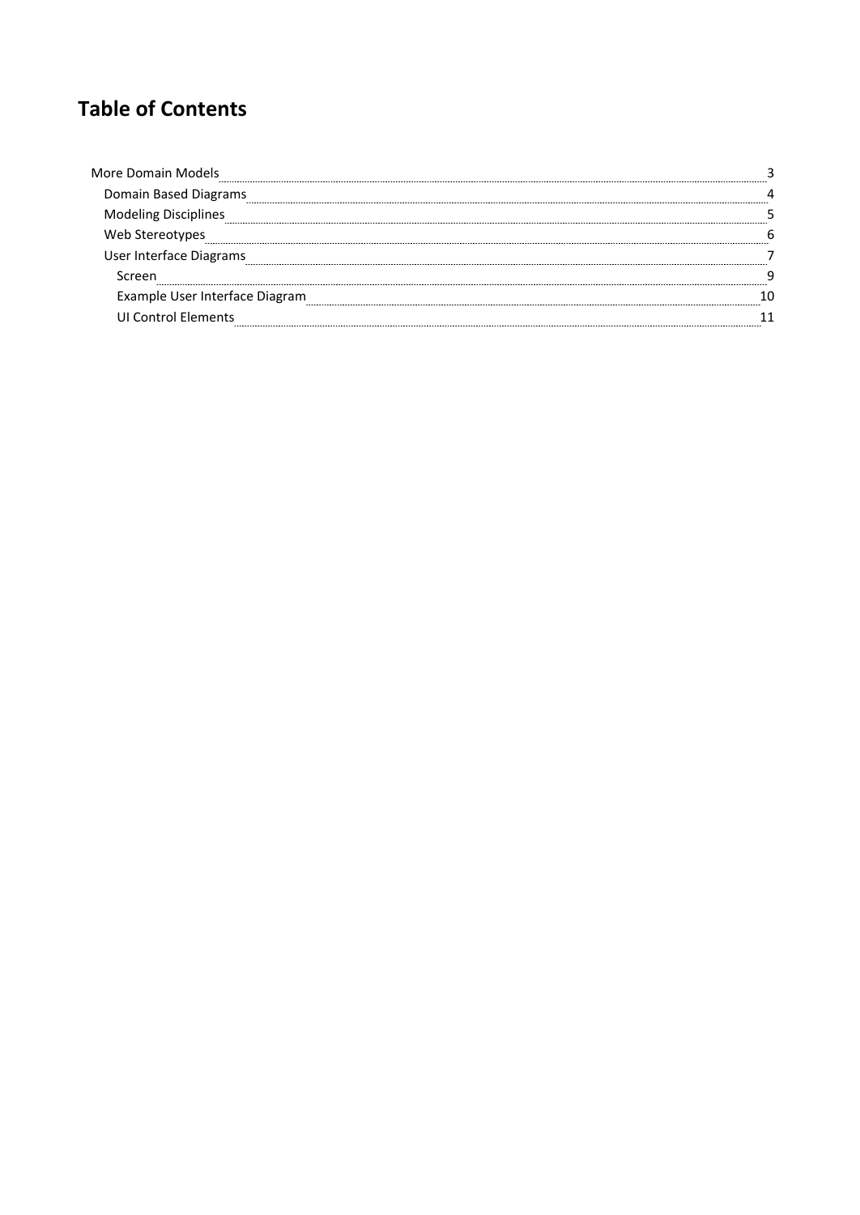# Table of Contents

- More Domain Models ........ 3
  - Domain Based Diagrams ........ 4
  - Modeling Disciplines ........ 5
  - Web Stereotypes ........ 6
  - User Interface Diagrams ........ 7
    - Screen ........ 9
    - Example User Interface Diagram ........ 10
    - UI Control Elements ........ 11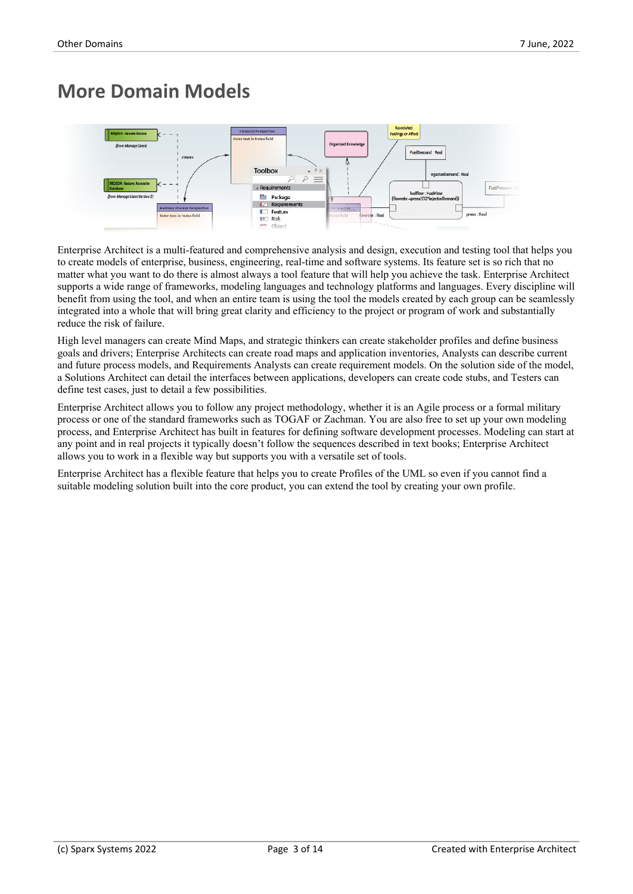# More Domain Models

Enterprise Architect is a multi-featured and comprehensive analysis and design, execution and testing tool that helps you to create models of enterprise, business, engineering, real-time and software systems. Its feature set is so rich that no matter what you want to do there is almost always a tool feature that will help you achieve the task. Enterprise Architect supports a wide range of frameworks, modeling languages and technology platforms and languages. Every discipline will benefit from using the tool, and when an entire team is using the tool the models created by each group can be seamlessly integrated into a whole that will bring great clarity and efficiency to the project or program of work and substantially reduce the risk of failure.

High level managers can create Mind Maps, and strategic thinkers can create stakeholder profiles and define business goals and drivers; Enterprise Architects can create road maps and application inventories, Analysts can describe current and future process models, and Requirements Analysts can create requirement models. On the solution side of the model, a Solutions Architect can detail the interfaces between applications, developers can create code stubs, and Testers can define test cases, just to detail a few possibilities.

Enterprise Architect allows you to follow any project methodology, whether it is an Agile process or a formal military process or one of the standard frameworks such as TOGAF or Zachman. You are also free to set up your own modeling process, and Enterprise Architect has built in features for defining software development processes. Modeling can start at any point and in real projects it typically doesn't follow the sequences described in text books; Enterprise Architect allows you to work in a flexible way but supports you with a versatile set of tools.

Enterprise Architect has a flexible feature that helps you to create Profiles of the UML so even if you cannot find a suitable modeling solution built into the core product, you can extend the tool by creating your own profile.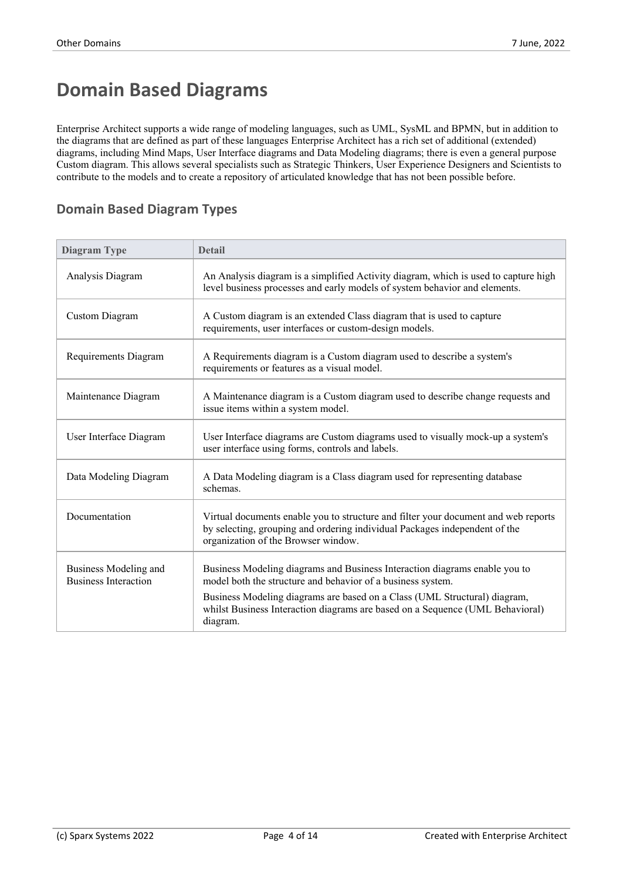# Domain Based Diagrams

Enterprise Architect supports a wide range of modeling languages, such as UML, SysML and BPMN, but in addition to the diagrams that are defined as part of these languages Enterprise Architect has a rich set of additional (extended) diagrams, including Mind Maps, User Interface diagrams and Data Modeling diagrams; there is even a general purpose Custom diagram. This allows several specialists such as Strategic Thinkers, User Experience Designers and Scientists to contribute to the models and to create a repository of articulated knowledge that has not been possible before.

## Domain Based Diagram Types

| Diagram Type | Detail |
|---|---|
| Analysis Diagram | An Analysis diagram is a simplified Activity diagram, which is used to capture high level business processes and early models of system behavior and elements. |
| Custom Diagram | A Custom diagram is an extended Class diagram that is used to capture requirements, user interfaces or custom-design models. |
| Requirements Diagram | A Requirements diagram is a Custom diagram used to describe a system's requirements or features as a visual model. |
| Maintenance Diagram | A Maintenance diagram is a Custom diagram used to describe change requests and issue items within a system model. |
| User Interface Diagram | User Interface diagrams are Custom diagrams used to visually mock-up a system's user interface using forms, controls and labels. |
| Data Modeling Diagram | A Data Modeling diagram is a Class diagram used for representing database schemas. |
| Documentation | Virtual documents enable you to structure and filter your document and web reports by selecting, grouping and ordering individual Packages independent of the organization of the Browser window. |
| Business Modeling and Business Interaction | Business Modeling diagrams and Business Interaction diagrams enable you to model both the structure and behavior of a business system.<br><br>Business Modeling diagrams are based on a Class (UML Structural) diagram, whilst Business Interaction diagrams are based on a Sequence (UML Behavioral) diagram. |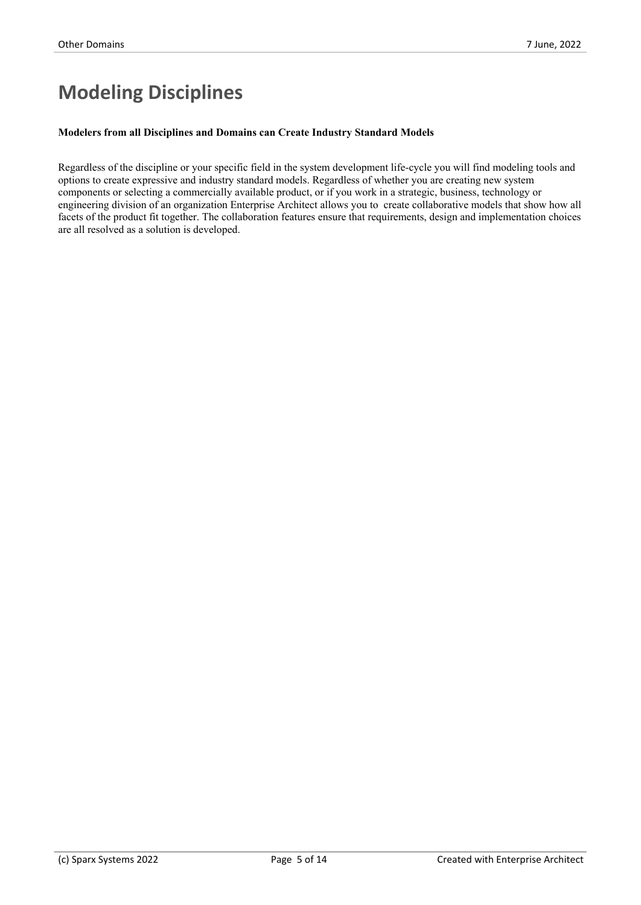# Modeling Disciplines

**Modelers from all Disciplines and Domains can Create Industry Standard Models**

Regardless of the discipline or your specific field in the system development life-cycle you will find modeling tools and options to create expressive and industry standard models. Regardless of whether you are creating new system components or selecting a commercially available product, or if you work in a strategic, business, technology or engineering division of an organization Enterprise Architect allows you to create collaborative models that show how all facets of the product fit together. The collaboration features ensure that requirements, design and implementation choices are all resolved as a solution is developed.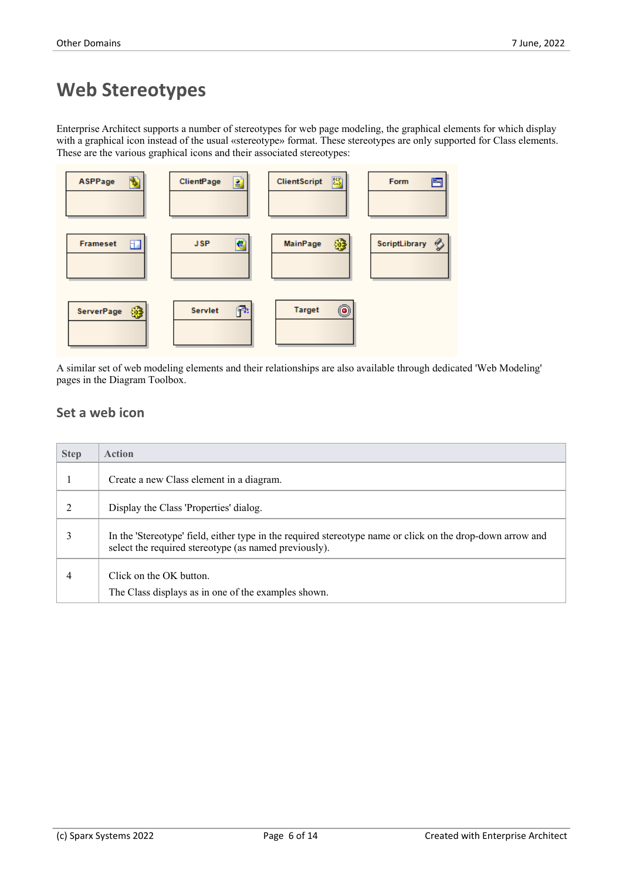# Web Stereotypes

Enterprise Architect supports a number of stereotypes for web page modeling, the graphical elements for which display with a graphical icon instead of the usual «stereotype» format. These stereotypes are only supported for Class elements. These are the various graphical icons and their associated stereotypes:

ASPPage, ClientPage, ClientScript, Form, Frameset, JSP, MainPage, ScriptLibrary, ServerPage, Servlet, Target

A similar set of web modeling elements and their relationships are also available through dedicated 'Web Modeling' pages in the Diagram Toolbox.

## Set a web icon

| Step | Action |
|---|---|
| 1 | Create a new Class element in a diagram. |
| 2 | Display the Class 'Properties' dialog. |
| 3 | In the 'Stereotype' field, either type in the required stereotype name or click on the drop-down arrow and select the required stereotype (as named previously). |
| 4 | Click on the OK button.<br>The Class displays as in one of the examples shown. |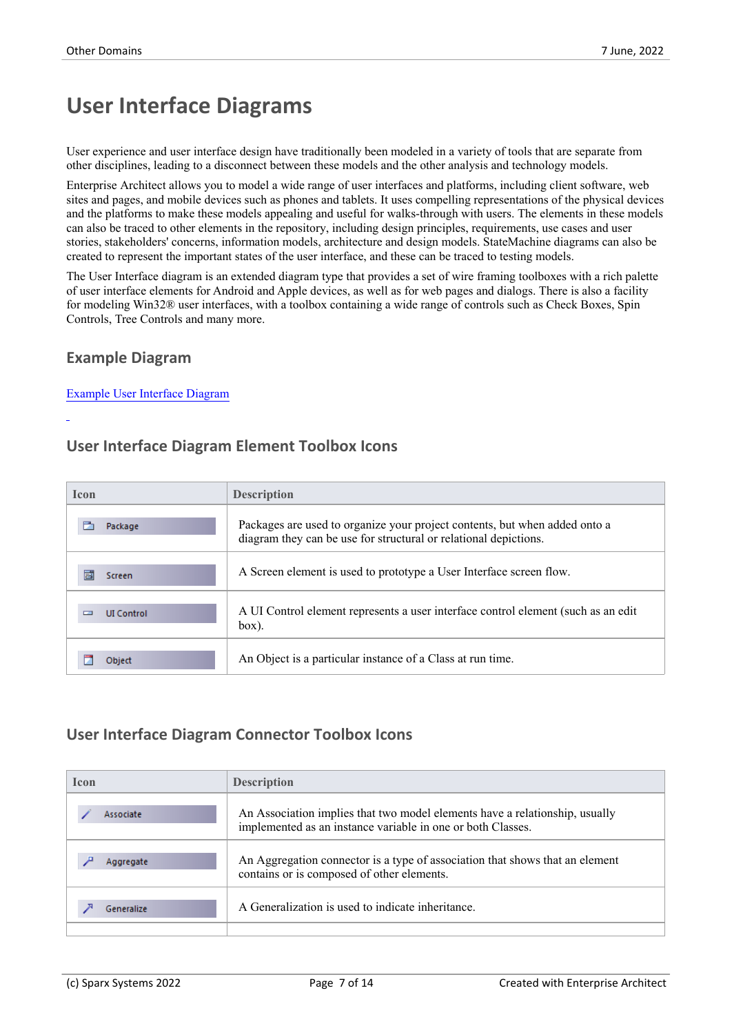# User Interface Diagrams

User experience and user interface design have traditionally been modeled in a variety of tools that are separate from other disciplines, leading to a disconnect between these models and the other analysis and technology models.

Enterprise Architect allows you to model a wide range of user interfaces and platforms, including client software, web sites and pages, and mobile devices such as phones and tablets. It uses compelling representations of the physical devices and the platforms to make these models appealing and useful for walks-through with users. The elements in these models can also be traced to other elements in the repository, including design principles, requirements, use cases and user stories, stakeholders' concerns, information models, architecture and design models. StateMachine diagrams can also be created to represent the important states of the user interface, and these can be traced to testing models.

The User Interface diagram is an extended diagram type that provides a set of wire framing toolboxes with a rich palette of user interface elements for Android and Apple devices, as well as for web pages and dialogs. There is also a facility for modeling Win32® user interfaces, with a toolbox containing a wide range of controls such as Check Boxes, Spin Controls, Tree Controls and many more.

## Example Diagram

Example User Interface Diagram

## User Interface Diagram Element Toolbox Icons

| Icon | Description |
|---|---|
| Package | Packages are used to organize your project contents, but when added onto a diagram they can be use for structural or relational depictions. |
| Screen | A Screen element is used to prototype a User Interface screen flow. |
| UI Control | A UI Control element represents a user interface control element (such as an edit box). |
| Object | An Object is a particular instance of a Class at run time. |

## User Interface Diagram Connector Toolbox Icons

| Icon | Description |
|---|---|
| Associate | An Association implies that two model elements have a relationship, usually implemented as an instance variable in one or both Classes. |
| Aggregate | An Aggregation connector is a type of association that shows that an element contains or is composed of other elements. |
| Generalize | A Generalization is used to indicate inheritance. |
| | |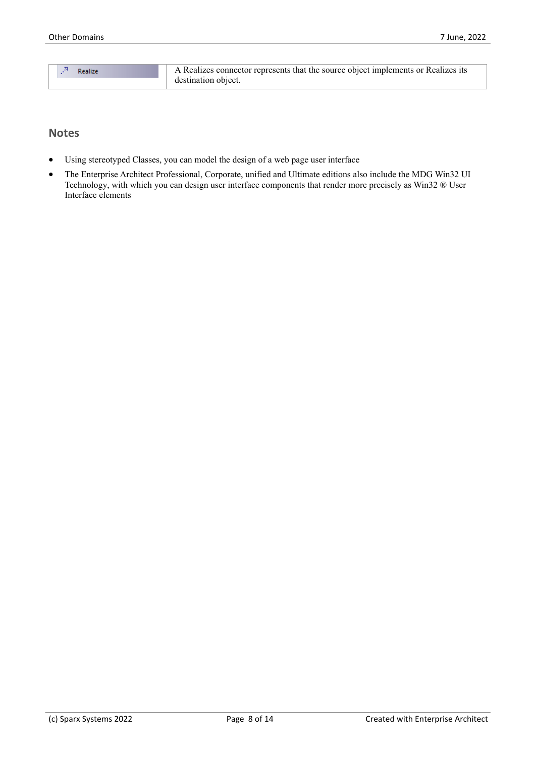| | |
|---|---|
| Realize | A Realizes connector represents that the source object implements or Realizes its destination object. |

## Notes

- Using stereotyped Classes, you can model the design of a web page user interface
- The Enterprise Architect Professional, Corporate, unified and Ultimate editions also include the MDG Win32 UI Technology, with which you can design user interface components that render more precisely as Win32 ® User Interface elements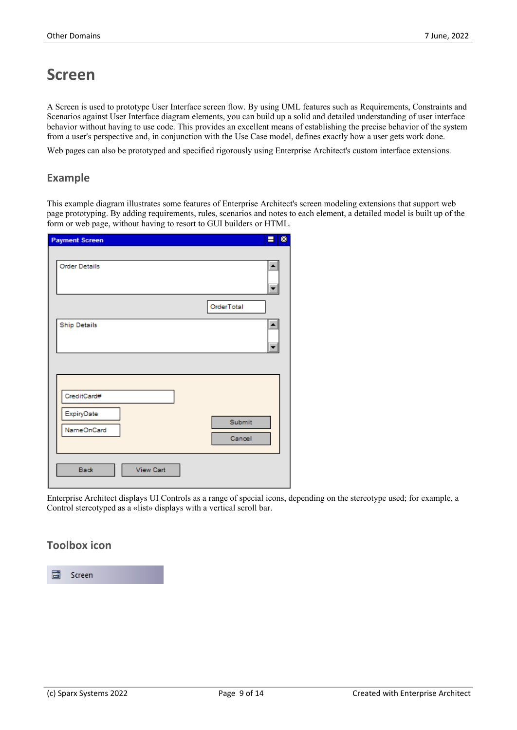# Screen

A Screen is used to prototype User Interface screen flow. By using UML features such as Requirements, Constraints and Scenarios against User Interface diagram elements, you can build up a solid and detailed understanding of user interface behavior without having to use code. This provides an excellent means of establishing the precise behavior of the system from a user's perspective and, in conjunction with the Use Case model, defines exactly how a user gets work done.

Web pages can also be prototyped and specified rigorously using Enterprise Architect's custom interface extensions.

## Example

This example diagram illustrates some features of Enterprise Architect's screen modeling extensions that support web page prototyping. By adding requirements, rules, scenarios and notes to each element, a detailed model is built up of the form or web page, without having to resort to GUI builders or HTML.

Enterprise Architect displays UI Controls as a range of special icons, depending on the stereotype used; for example, a Control stereotyped as a «list» displays with a vertical scroll bar.

## Toolbox icon

Screen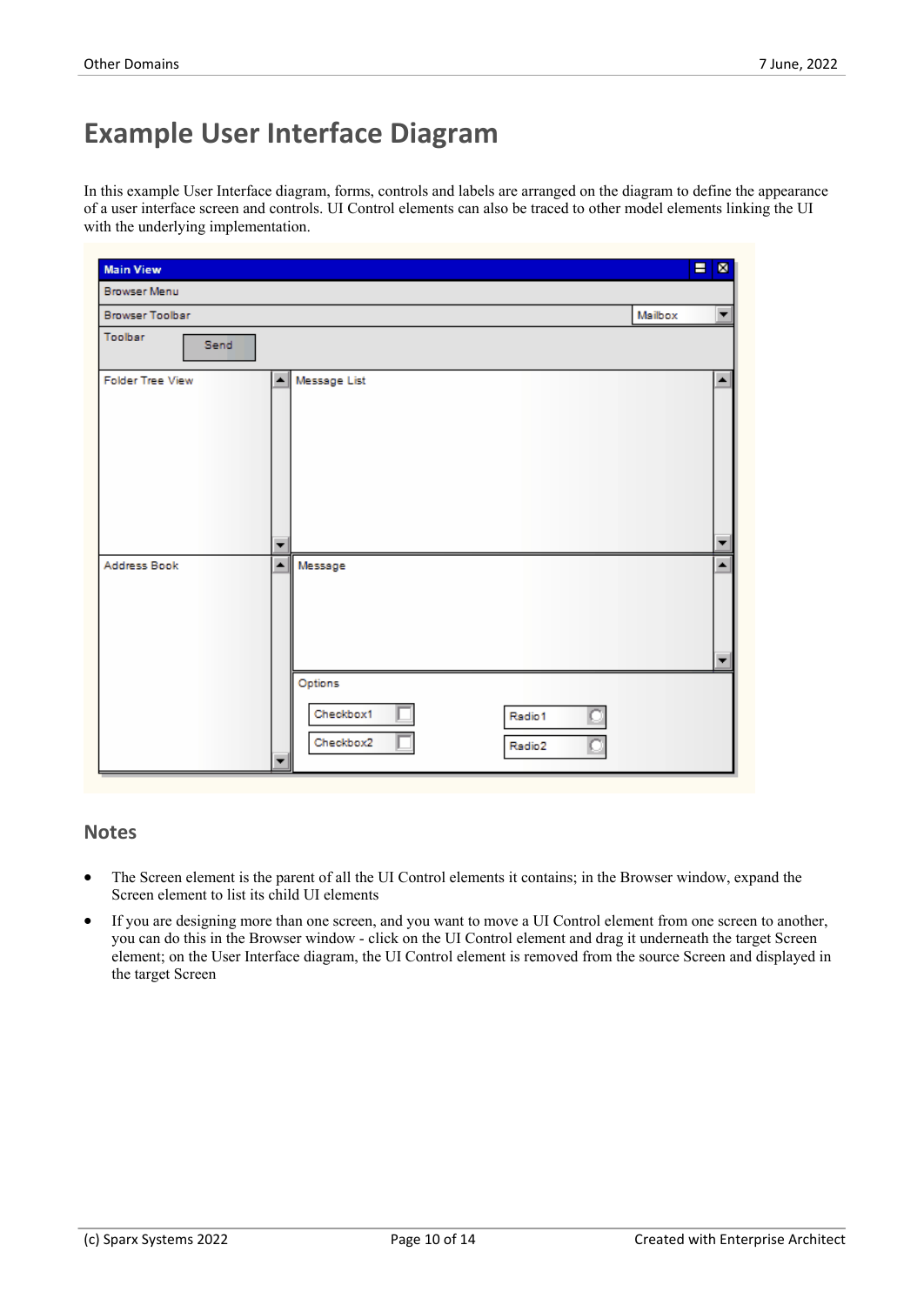# Example User Interface Diagram

In this example User Interface diagram, forms, controls and labels are arranged on the diagram to define the appearance of a user interface screen and controls. UI Control elements can also be traced to other model elements linking the UI with the underlying implementation.

## Notes

- The Screen element is the parent of all the UI Control elements it contains; in the Browser window, expand the Screen element to list its child UI elements
- If you are designing more than one screen, and you want to move a UI Control element from one screen to another, you can do this in the Browser window - click on the UI Control element and drag it underneath the target Screen element; on the User Interface diagram, the UI Control element is removed from the source Screen and displayed in the target Screen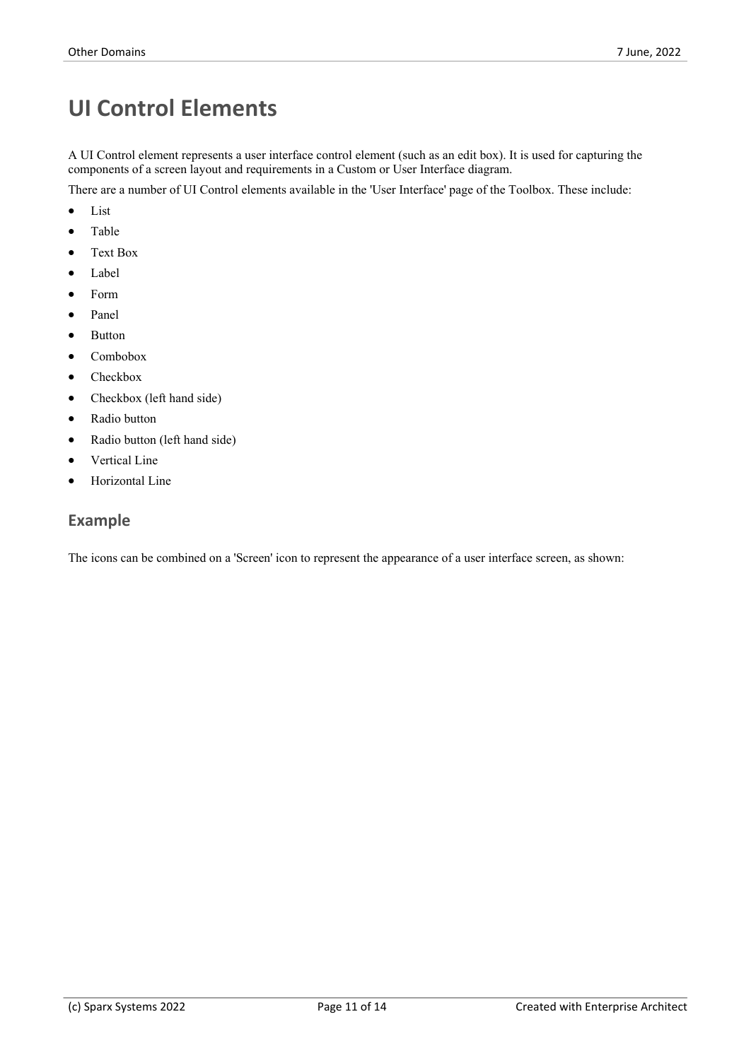# UI Control Elements

A UI Control element represents a user interface control element (such as an edit box). It is used for capturing the components of a screen layout and requirements in a Custom or User Interface diagram.

There are a number of UI Control elements available in the 'User Interface' page of the Toolbox. These include:

- List
- Table
- Text Box
- Label
- Form
- Panel
- Button
- Combobox
- Checkbox
- Checkbox (left hand side)
- Radio button
- Radio button (left hand side)
- Vertical Line
- Horizontal Line

## Example

The icons can be combined on a 'Screen' icon to represent the appearance of a user interface screen, as shown: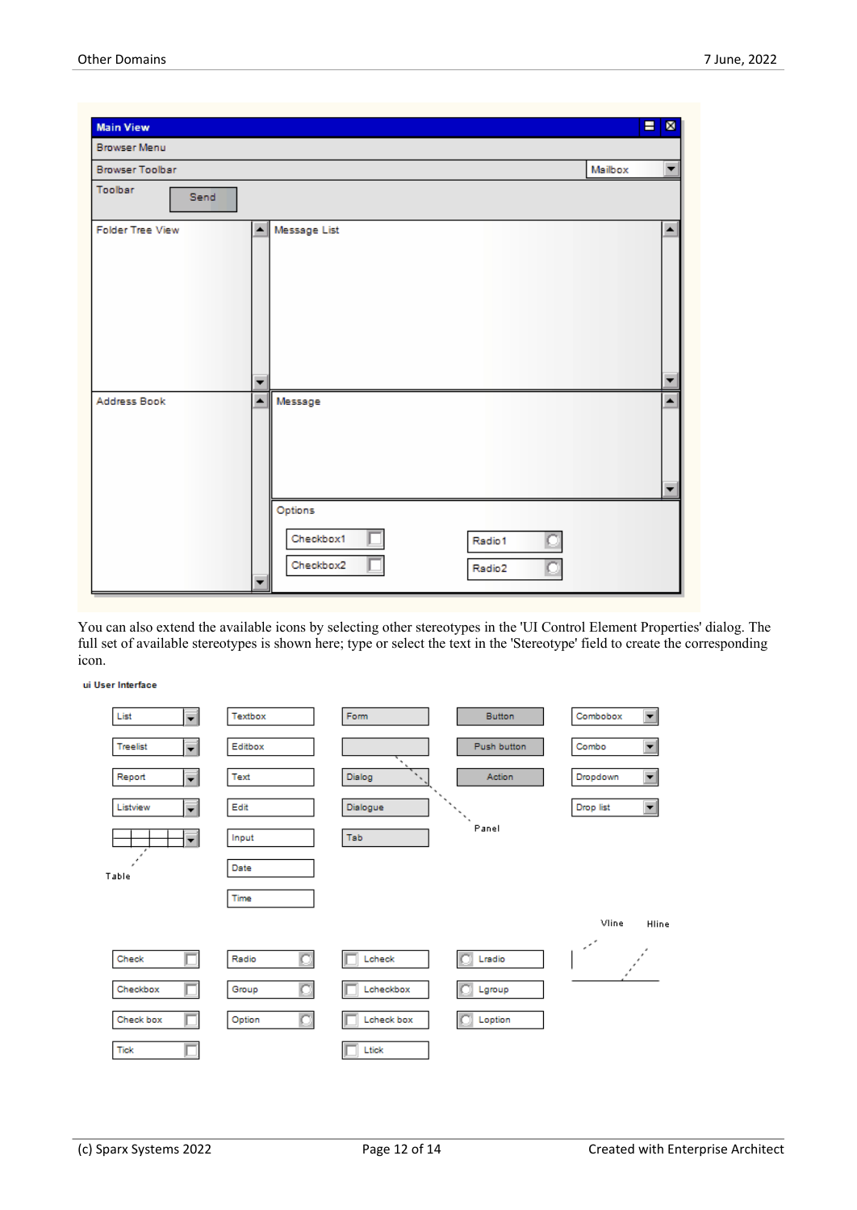| Main View |
|---|
| Browser Menu |
| Browser Toolbar — Mailbox |
| Toolbar — Send |
| Folder Tree View — Message List |
| Address Book — Message |
| Options: Checkbox1, Checkbox2, Radio1, Radio2 |

You can also extend the available icons by selecting other stereotypes in the 'UI Control Element Properties' dialog. The full set of available stereotypes is shown here; type or select the text in the 'Stereotype' field to create the corresponding icon.

**ui User Interface**

| | | | | |
|---|---|---|---|---|
| List | Textbox | Form | Button | Combobox |
| Treelist | Editbox | Panel | Push button | Combo |
| Report | Text | Dialog | Action | Dropdown |
| Listview | Edit | Dialogue | | Drop list |
| Table | Input | Tab | | |
| | Date | | | |
| | Time | | | |
| Check | Radio | Lcheck | Lradio | Vline |
| Checkbox | Group | Lcheckbox | Lgroup | Hline |
| Check box | Option | Lcheck box | Loption | |
| Tick | | Ltick | | |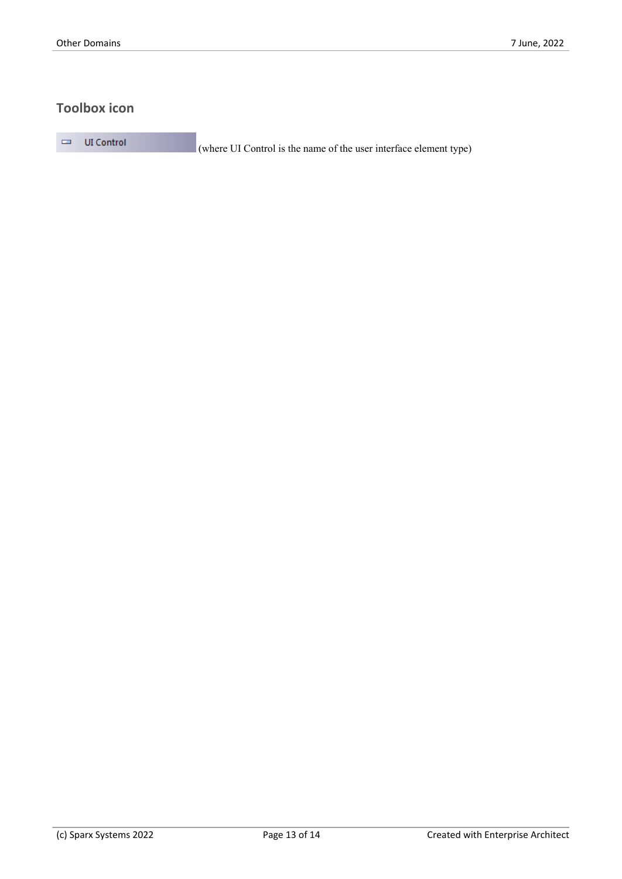## Toolbox icon

UI Control (where UI Control is the name of the user interface element type)